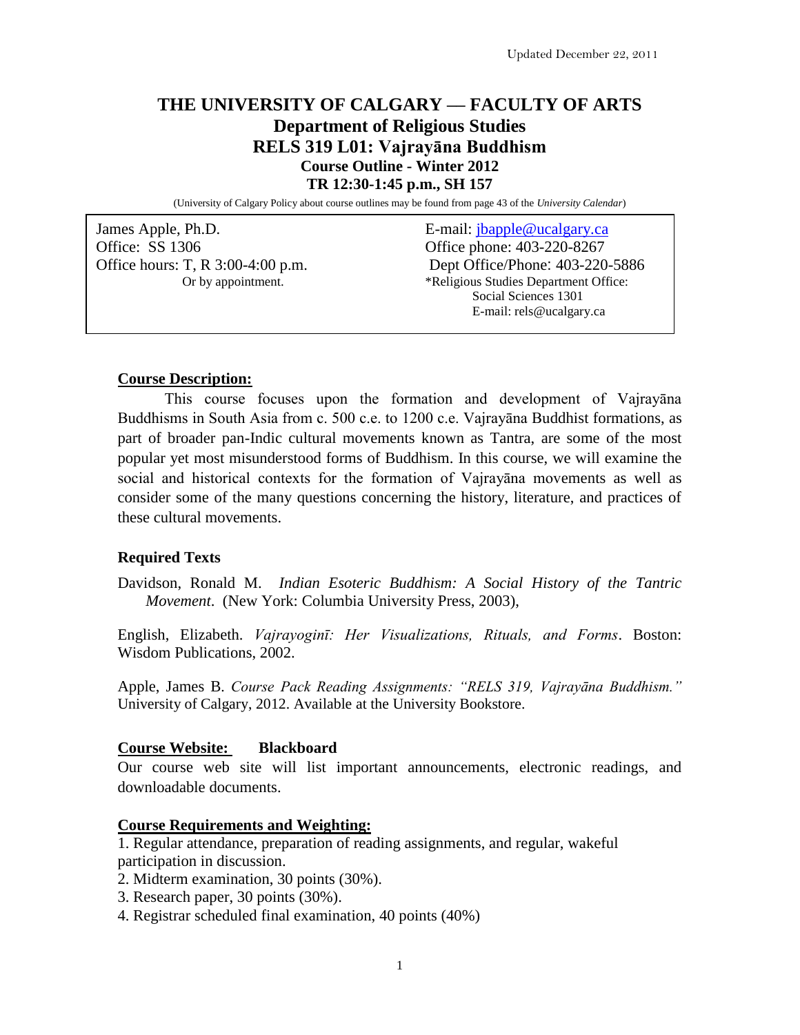Updated December 22, 2011

# THE UNIVERSITY OF CALGARY — FACULTY OF ARTS
## Department of Religious Studies
## RELS 319 L01: Vajrayāna Buddhism
### Course Outline - Winter 2012
### TR 12:30-1:45 p.m., SH 157

(University of Calgary Policy about course outlines may be found from page 43 of the *University Calendar*)

James Apple, Ph.D.
Office: SS 1306
Office hours: T, R 3:00-4:00 p.m.
Or by appointment.

E-mail: jbapple@ucalgary.ca
Office phone: 403-220-8267
Dept Office/Phone: 403-220-5886
*Religious Studies Department Office: Social Sciences 1301
E-mail: rels@ucalgary.ca

**Course Description:**

This course focuses upon the formation and development of Vajrayāna Buddhisms in South Asia from c. 500 c.e. to 1200 c.e. Vajrayāna Buddhist formations, as part of broader pan-Indic cultural movements known as Tantra, are some of the most popular yet most misunderstood forms of Buddhism. In this course, we will examine the social and historical contexts for the formation of Vajrayāna movements as well as consider some of the many questions concerning the history, literature, and practices of these cultural movements.

**Required Texts**

Davidson, Ronald M. *Indian Esoteric Buddhism: A Social History of the Tantric Movement*. (New York: Columbia University Press, 2003),

English, Elizabeth. *Vajrayoginī: Her Visualizations, Rituals, and Forms*. Boston: Wisdom Publications, 2002.

Apple, James B. *Course Pack Reading Assignments: "RELS 319, Vajrayāna Buddhism."* University of Calgary, 2012. Available at the University Bookstore.

**Course Website: Blackboard**

Our course web site will list important announcements, electronic readings, and downloadable documents.

**Course Requirements and Weighting:**

1. Regular attendance, preparation of reading assignments, and regular, wakeful participation in discussion.
2. Midterm examination, 30 points (30%).
3. Research paper, 30 points (30%).
4. Registrar scheduled final examination, 40 points (40%)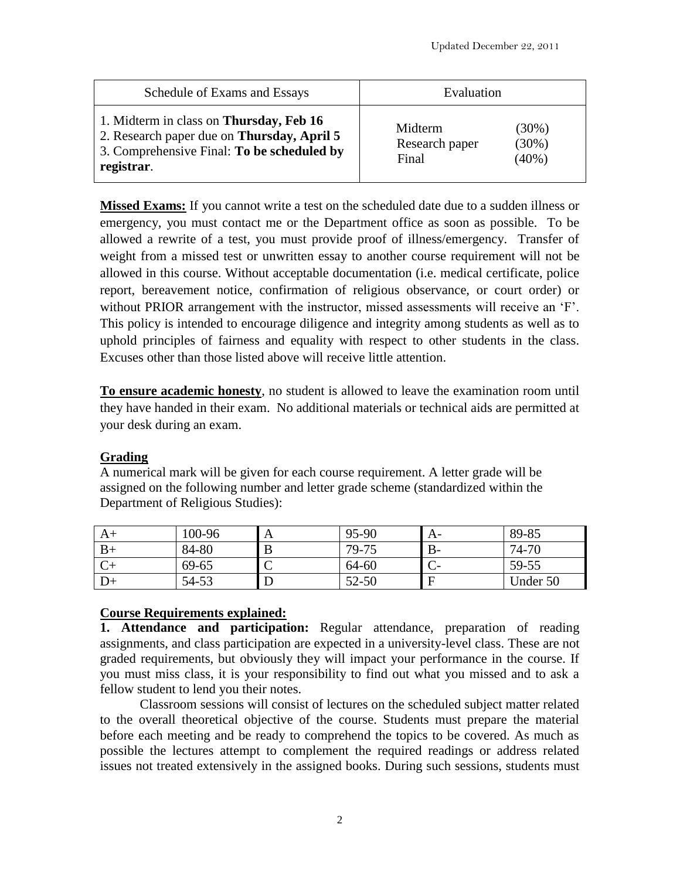Updated December 22, 2011

| Schedule of Exams and Essays | Evaluation |
|---|---|
| 1. Midterm in class on **Thursday, Feb 16**<br>2. Research paper due on **Thursday, April 5**<br>3. Comprehensive Final: **To be scheduled by registrar**. | Midterm (30%)<br>Research paper (30%)<br>Final (40%) |

**Missed Exams:** If you cannot write a test on the scheduled date due to a sudden illness or emergency, you must contact me or the Department office as soon as possible. To be allowed a rewrite of a test, you must provide proof of illness/emergency. Transfer of weight from a missed test or unwritten essay to another course requirement will not be allowed in this course. Without acceptable documentation (i.e. medical certificate, police report, bereavement notice, confirmation of religious observance, or court order) or without PRIOR arrangement with the instructor, missed assessments will receive an 'F'. This policy is intended to encourage diligence and integrity among students as well as to uphold principles of fairness and equality with respect to other students in the class. Excuses other than those listed above will receive little attention.

**To ensure academic honesty**, no student is allowed to leave the examination room until they have handed in their exam. No additional materials or technical aids are permitted at your desk during an exam.

**Grading**

A numerical mark will be given for each course requirement. A letter grade will be assigned on the following number and letter grade scheme (standardized within the Department of Religious Studies):

| A+ | 100-96 | A | 95-90 | A- | 89-85 |
|---|---|---|---|---|---|
| B+ | 84-80 | B | 79-75 | B- | 74-70 |
| C+ | 69-65 | C | 64-60 | C- | 59-55 |
| D+ | 54-53 | D | 52-50 | F | Under 50 |

**Course Requirements explained:**

**1. Attendance and participation:** Regular attendance, preparation of reading assignments, and class participation are expected in a university-level class. These are not graded requirements, but obviously they will impact your performance in the course. If you must miss class, it is your responsibility to find out what you missed and to ask a fellow student to lend you their notes.

Classroom sessions will consist of lectures on the scheduled subject matter related to the overall theoretical objective of the course. Students must prepare the material before each meeting and be ready to comprehend the topics to be covered. As much as possible the lectures attempt to complement the required readings or address related issues not treated extensively in the assigned books. During such sessions, students must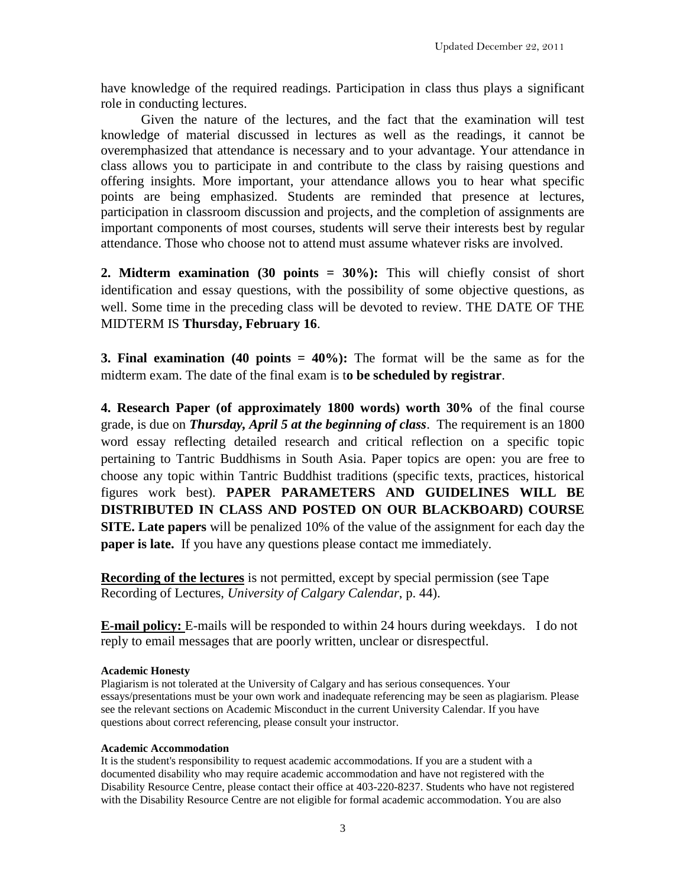have knowledge of the required readings. Participation in class thus plays a significant role in conducting lectures.

Given the nature of the lectures, and the fact that the examination will test knowledge of material discussed in lectures as well as the readings, it cannot be overemphasized that attendance is necessary and to your advantage. Your attendance in class allows you to participate in and contribute to the class by raising questions and offering insights. More important, your attendance allows you to hear what specific points are being emphasized. Students are reminded that presence at lectures, participation in classroom discussion and projects, and the completion of assignments are important components of most courses, students will serve their interests best by regular attendance. Those who choose not to attend must assume whatever risks are involved.

**2. Midterm examination (30 points = 30%):** This will chiefly consist of short identification and essay questions, with the possibility of some objective questions, as well. Some time in the preceding class will be devoted to review. THE DATE OF THE MIDTERM IS **Thursday, February 16**.

**3. Final examination (40 points = 40%):** The format will be the same as for the midterm exam. The date of the final exam is t**o be scheduled by registrar**.

**4. Research Paper (of approximately 1800 words) worth 30%** of the final course grade, is due on ***Thursday, April 5 at the beginning of class***. The requirement is an 1800 word essay reflecting detailed research and critical reflection on a specific topic pertaining to Tantric Buddhisms in South Asia. Paper topics are open: you are free to choose any topic within Tantric Buddhist traditions (specific texts, practices, historical figures work best). **PAPER PARAMETERS AND GUIDELINES WILL BE DISTRIBUTED IN CLASS AND POSTED ON OUR BLACKBOARD) COURSE SITE. Late papers** will be penalized 10% of the value of the assignment for each day the **paper is late.** If you have any questions please contact me immediately.

**Recording of the lectures** is not permitted, except by special permission (see Tape Recording of Lectures, *University of Calgary Calendar*, p. 44).

**E-mail policy:** E-mails will be responded to within 24 hours during weekdays. I do not reply to email messages that are poorly written, unclear or disrespectful.

**Academic Honesty**

Plagiarism is not tolerated at the University of Calgary and has serious consequences. Your essays/presentations must be your own work and inadequate referencing may be seen as plagiarism. Please see the relevant sections on Academic Misconduct in the current University Calendar. If you have questions about correct referencing, please consult your instructor.

**Academic Accommodation**

It is the student's responsibility to request academic accommodations. If you are a student with a documented disability who may require academic accommodation and have not registered with the Disability Resource Centre, please contact their office at 403-220-8237. Students who have not registered with the Disability Resource Centre are not eligible for formal academic accommodation. You are also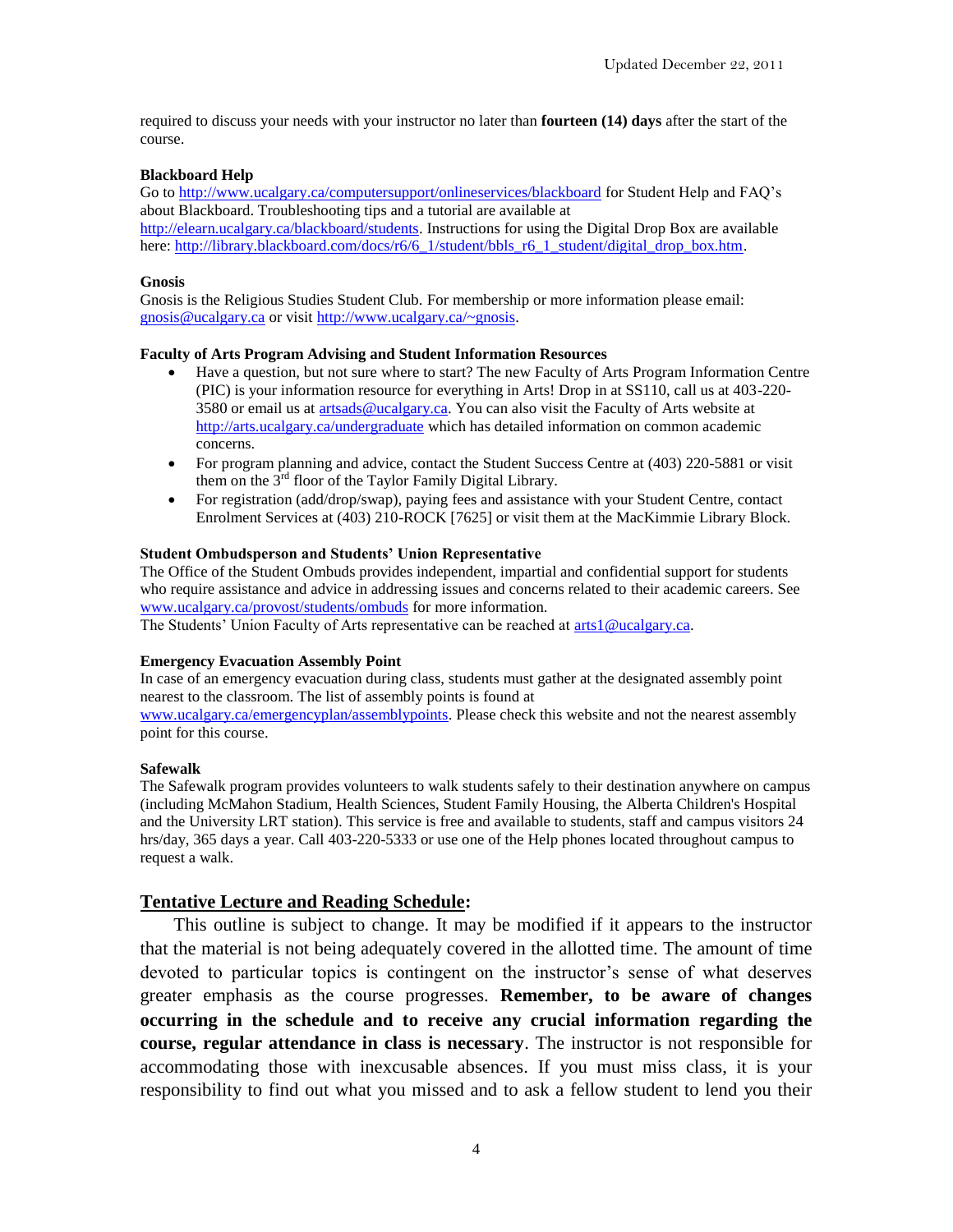required to discuss your needs with your instructor no later than **fourteen (14) days** after the start of the course.

**Blackboard Help**

Go to http://www.ucalgary.ca/computersupport/onlineservices/blackboard for Student Help and FAQ's about Blackboard. Troubleshooting tips and a tutorial are available at http://elearn.ucalgary.ca/blackboard/students. Instructions for using the Digital Drop Box are available here: http://library.blackboard.com/docs/r6/6_1/student/bbls_r6_1_student/digital_drop_box.htm.

**Gnosis**

Gnosis is the Religious Studies Student Club. For membership or more information please email: gnosis@ucalgary.ca or visit http://www.ucalgary.ca/~gnosis.

**Faculty of Arts Program Advising and Student Information Resources**

- Have a question, but not sure where to start? The new Faculty of Arts Program Information Centre (PIC) is your information resource for everything in Arts! Drop in at SS110, call us at 403-220-3580 or email us at artsads@ucalgary.ca. You can also visit the Faculty of Arts website at http://arts.ucalgary.ca/undergraduate which has detailed information on common academic concerns.
- For program planning and advice, contact the Student Success Centre at (403) 220-5881 or visit them on the 3rd floor of the Taylor Family Digital Library.
- For registration (add/drop/swap), paying fees and assistance with your Student Centre, contact Enrolment Services at (403) 210-ROCK [7625] or visit them at the MacKimmie Library Block.

**Student Ombudsperson and Students' Union Representative**

The Office of the Student Ombuds provides independent, impartial and confidential support for students who require assistance and advice in addressing issues and concerns related to their academic careers. See www.ucalgary.ca/provost/students/ombuds for more information.

The Students' Union Faculty of Arts representative can be reached at arts1@ucalgary.ca.

**Emergency Evacuation Assembly Point**

In case of an emergency evacuation during class, students must gather at the designated assembly point nearest to the classroom. The list of assembly points is found at www.ucalgary.ca/emergencyplan/assemblypoints. Please check this website and not the nearest assembly point for this course.

**Safewalk**

The Safewalk program provides volunteers to walk students safely to their destination anywhere on campus (including McMahon Stadium, Health Sciences, Student Family Housing, the Alberta Children's Hospital and the University LRT station). This service is free and available to students, staff and campus visitors 24 hrs/day, 365 days a year. Call 403-220-5333 or use one of the Help phones located throughout campus to request a walk.

## Tentative Lecture and Reading Schedule:

This outline is subject to change. It may be modified if it appears to the instructor that the material is not being adequately covered in the allotted time. The amount of time devoted to particular topics is contingent on the instructor's sense of what deserves greater emphasis as the course progresses. **Remember, to be aware of changes occurring in the schedule and to receive any crucial information regarding the course, regular attendance in class is necessary**. The instructor is not responsible for accommodating those with inexcusable absences. If you must miss class, it is your responsibility to find out what you missed and to ask a fellow student to lend you their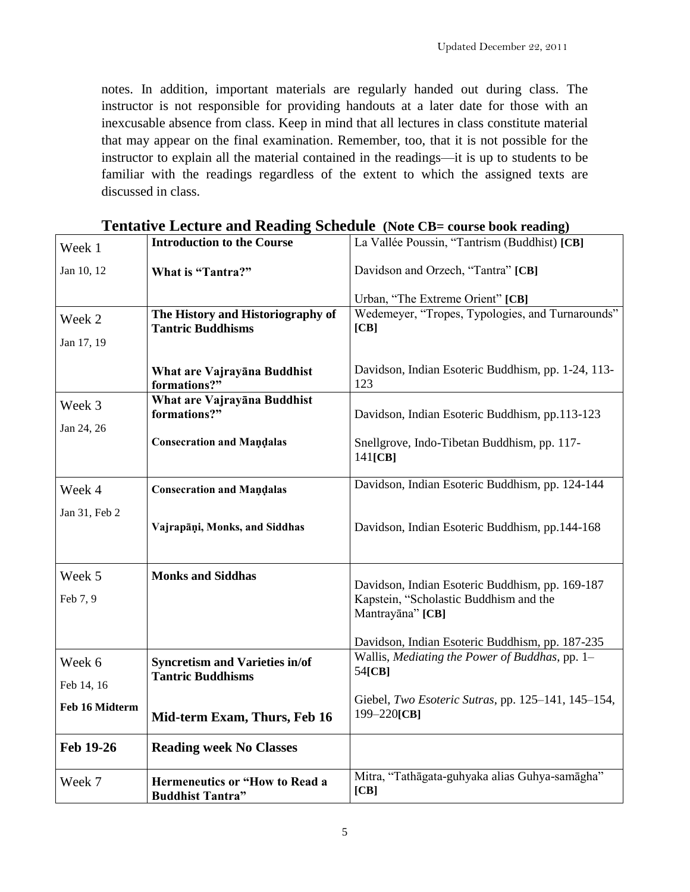notes. In addition, important materials are regularly handed out during class. The instructor is not responsible for providing handouts at a later date for those with an inexcusable absence from class. Keep in mind that all lectures in class constitute material that may appear on the final examination. Remember, too, that it is not possible for the instructor to explain all the material contained in the readings—it is up to students to be familiar with the readings regardless of the extent to which the assigned texts are discussed in class.

## Tentative Lecture and Reading Schedule (Note CB= course book reading)

| | | |
|---|---|---|
| Week 1<br>Jan 10, 12 | **Introduction to the Course**<br><br>**What is "Tantra?"** | La Vallée Poussin, "Tantrism (Buddhist) **[CB]**<br><br>Davidson and Orzech, "Tantra" **[CB]**<br><br>Urban, "The Extreme Orient" **[CB]** |
| Week 2<br>Jan 17, 19 | **The History and Historiography of Tantric Buddhisms**<br><br>**What are Vajrayāna Buddhist formations?"** | Wedemeyer, "Tropes, Typologies, and Turnarounds" **[CB]**<br><br>Davidson, Indian Esoteric Buddhism, pp. 1-24, 113-123 |
| Week 3<br>Jan 24, 26 | **What are Vajrayāna Buddhist formations?"**<br><br>**Consecration and Maṇḍalas** | Davidson, Indian Esoteric Buddhism, pp.113-123<br><br>Snellgrove, Indo-Tibetan Buddhism, pp. 117-141**[CB]** |
| Week 4<br>Jan 31, Feb 2 | **Consecration and Maṇḍalas**<br><br>**Vajrapāṇi, Monks, and Siddhas** | Davidson, Indian Esoteric Buddhism, pp. 124-144<br><br>Davidson, Indian Esoteric Buddhism, pp.144-168 |
| Week 5<br>Feb 7, 9 | **Monks and Siddhas** | Davidson, Indian Esoteric Buddhism, pp. 169-187<br>Kapstein, "Scholastic Buddhism and the Mantrayāna" **[CB]**<br><br>Davidson, Indian Esoteric Buddhism, pp. 187-235 |
| Week 6<br>Feb 14, 16<br>**Feb 16 Midterm** | **Syncretism and Varieties in/of Tantric Buddhisms**<br><br>**Mid-term Exam, Thurs, Feb 16** | Wallis, *Mediating the Power of Buddhas*, pp. 1–54**[CB]**<br><br>Giebel, *Two Esoteric Sutras*, pp. 125–141, 145–154, 199–220**[CB]** |
| **Feb 19-26** | **Reading week No Classes** | |
| Week 7 | **Hermeneutics or "How to Read a Buddhist Tantra"** | Mitra, "Tathāgata-guhyaka alias Guhya-samāgha" **[CB]** |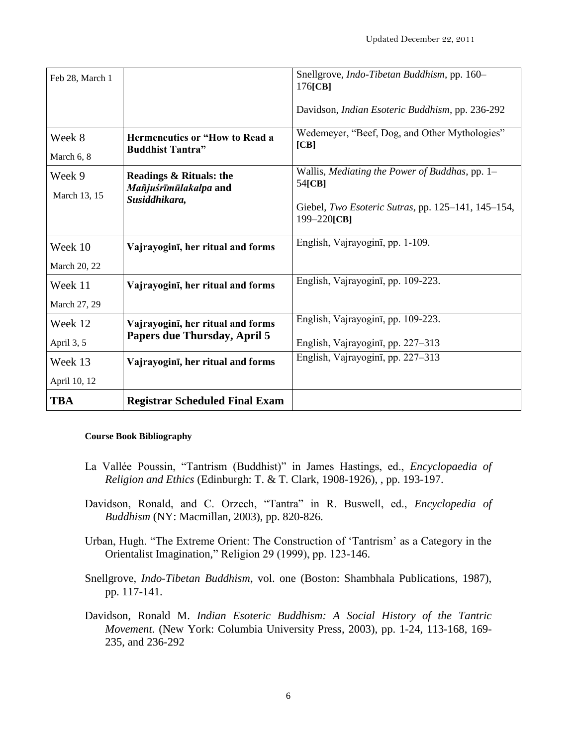| | | |
|---|---|---|
| Feb 28, March 1 | | Snellgrove, *Indo-Tibetan Buddhism*, pp. 160–176**[CB]**<br><br>Davidson, *Indian Esoteric Buddhism*, pp. 236-292 |
| Week 8<br><br>March 6, 8 | **Hermeneutics or "How to Read a Buddhist Tantra"** | Wedemeyer, "Beef, Dog, and Other Mythologies" **[CB]** |
| Week 9<br><br>March 13, 15 | **Readings & Rituals: the *Mañjuśrīmūlakalpa* and *Susiddhikara*,** | Wallis, *Mediating the Power of Buddhas*, pp. 1–54**[CB]**<br><br>Giebel, *Two Esoteric Sutras*, pp. 125–141, 145–154, 199–220**[CB]** |
| Week 10<br><br>March 20, 22 | **Vajrayoginī, her ritual and forms** | English, Vajrayoginī, pp. 1-109. |
| Week 11<br><br>March 27, 29 | **Vajrayoginī, her ritual and forms** | English, Vajrayoginī, pp. 109-223. |
| Week 12<br><br>April 3, 5 | **Vajrayoginī, her ritual and forms**<br>**Papers due Thursday, April 5** | English, Vajrayoginī, pp. 109-223.<br><br>English, Vajrayoginī, pp. 227–313 |
| Week 13<br><br>April 10, 12 | **Vajrayoginī, her ritual and forms** | English, Vajrayoginī, pp. 227–313 |
| **TBA** | **Registrar Scheduled Final Exam** | |

**Course Book Bibliograhy**

La Vallée Poussin, "Tantrism (Buddhist)" in James Hastings, ed., *Encyclopaedia of Religion and Ethics* (Edinburgh: T. & T. Clark, 1908-1926), , pp. 193-197.

Davidson, Ronald, and C. Orzech, "Tantra" in R. Buswell, ed., *Encyclopedia of Buddhism* (NY: Macmillan, 2003), pp. 820-826.

Urban, Hugh. "The Extreme Orient: The Construction of 'Tantrism' as a Category in the Orientalist Imagination," Religion 29 (1999), pp. 123-146.

Snellgrove, *Indo-Tibetan Buddhism*, vol. one (Boston: Shambhala Publications, 1987), pp. 117-141.

Davidson, Ronald M. *Indian Esoteric Buddhism: A Social History of the Tantric Movement*. (New York: Columbia University Press, 2003), pp. 1-24, 113-168, 169-235, and 236-292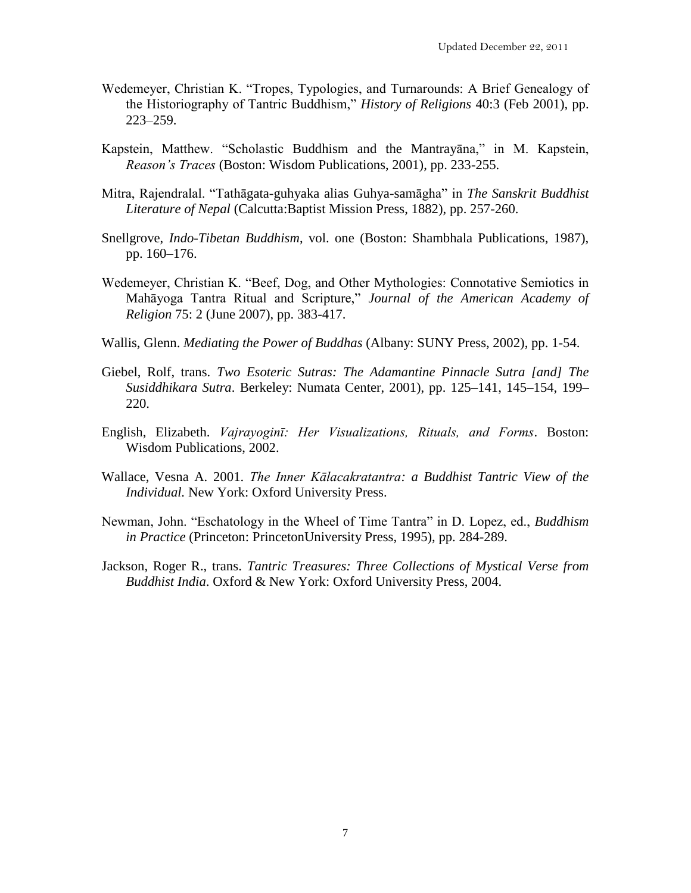Wedemeyer, Christian K. “Tropes, Typologies, and Turnarounds: A Brief Genealogy of the Historiography of Tantric Buddhism,” *History of Religions* 40:3 (Feb 2001), pp. 223–259.

Kapstein, Matthew. “Scholastic Buddhism and the Mantrayāna,” in M. Kapstein, *Reason’s Traces* (Boston: Wisdom Publications, 2001), pp. 233-255.

Mitra, Rajendralal. “Tathāgata-guhyaka alias Guhya-samāgha” in *The Sanskrit Buddhist Literature of Nepal* (Calcutta:Baptist Mission Press, 1882), pp. 257-260.

Snellgrove, *Indo-Tibetan Buddhism*, vol. one (Boston: Shambhala Publications, 1987), pp. 160–176.

Wedemeyer, Christian K. “Beef, Dog, and Other Mythologies: Connotative Semiotics in Mahāyoga Tantra Ritual and Scripture,” *Journal of the American Academy of Religion* 75: 2 (June 2007), pp. 383-417.

Wallis, Glenn. *Mediating the Power of Buddhas* (Albany: SUNY Press, 2002), pp. 1-54.

Giebel, Rolf, trans. *Two Esoteric Sutras: The Adamantine Pinnacle Sutra [and] The Susiddhikara Sutra*. Berkeley: Numata Center, 2001), pp. 125–141, 145–154, 199–220.

English, Elizabeth. *Vajrayoginī: Her Visualizations, Rituals, and Forms*. Boston: Wisdom Publications, 2002.

Wallace, Vesna A. 2001. *The Inner Kālacakratantra: a Buddhist Tantric View of the Individual.* New York: Oxford University Press.

Newman, John. “Eschatology in the Wheel of Time Tantra” in D. Lopez, ed., *Buddhism in Practice* (Princeton: PrincetonUniversity Press, 1995), pp. 284-289.

Jackson, Roger R., trans. *Tantric Treasures: Three Collections of Mystical Verse from Buddhist India*. Oxford & New York: Oxford University Press, 2004.